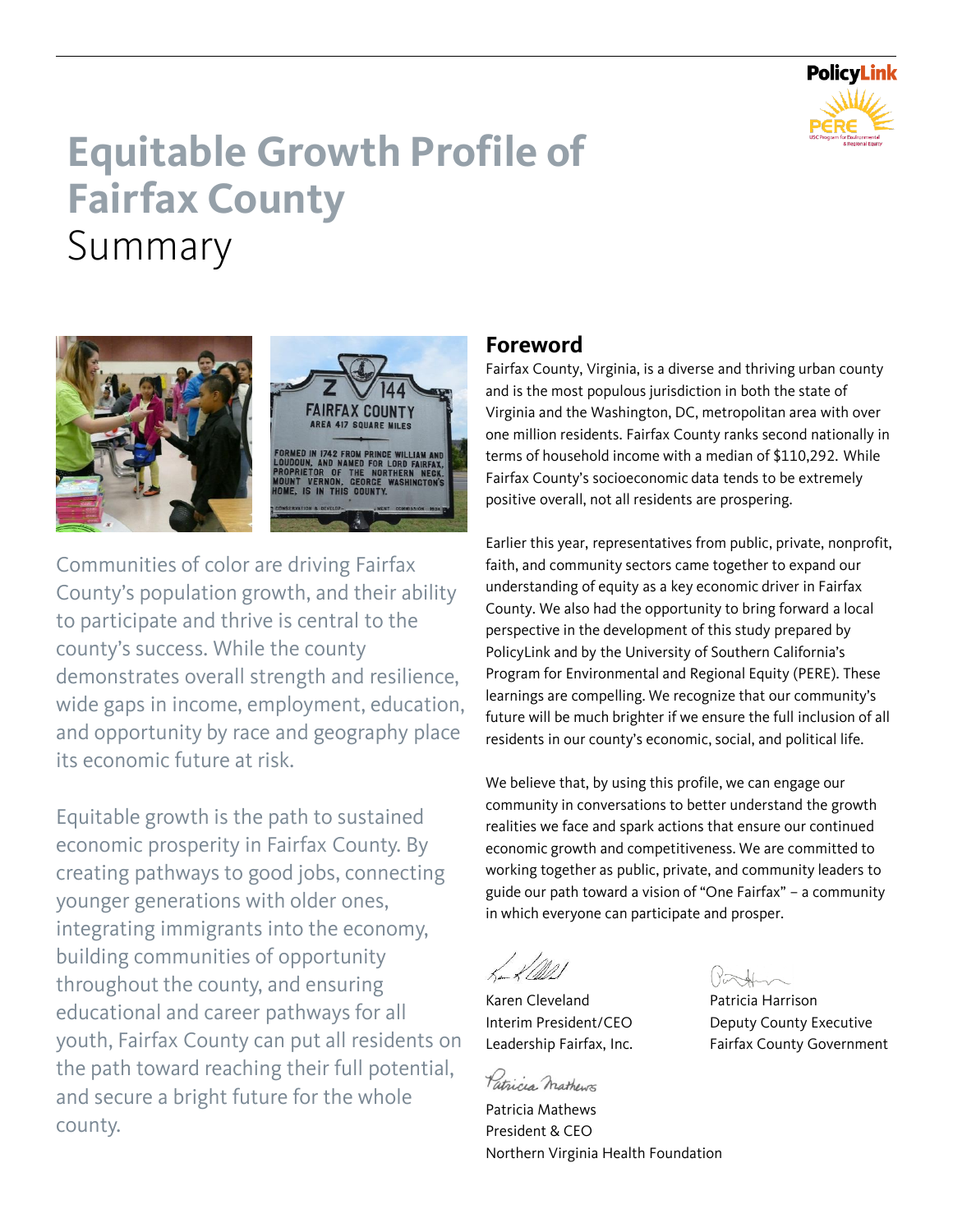# Equitable Growth Profile of Fairfax County

Summary

Communities of color are driving Fairfax County's population growth, and their ability to participate and thrive is central to the county's success. While the county demonstrates overall strength and resilience, wide gaps in income, employment, education, and opportunity by race and geography place its economic future at risk.

Equitable growth is the path to sustained economic prosperity in Fairfax County. By creating pathways to good jobs, connecting younger generations with older ones, integrating immigrants into the economy, building communities of opportunity throughout the county, and ensuring educational and career pathways for all youth, Fairfax County can put all residents on the path toward reaching their full potential, and secure a bright future for the whole county.

## Foreword

Fairfax County, Virginia, is a diverse and thriving urban county and is the most populous jurisdiction in both the state of Virginia and the Washington, DC, metropolitan area with over one million residents. Fairfax County ranks second nationally in terms of household income with a median of $110,292. While Fairfax County's socioeconomic data tends to be extremely positive overall, not all residents are prospering.

Earlier this year, representatives from public, private, nonprofit, faith, and community sectors came together to expand our understanding of equity as a key economic driver in Fairfax County. We also had the opportunity to bring forward a local perspective in the development of this study prepared by PolicyLink and by the University of Southern California's Program for Environmental and Regional Equity (PERE). These learnings are compelling. We recognize that our community's future will be much brighter if we ensure the full inclusion of all residents in our county's economic, social, and political life.

We believe that, by using this profile, we can engage our community in conversations to better understand the growth realities we face and spark actions that ensure our continued economic growth and competitiveness. We are committed to working together as public, private, and community leaders to guide our path toward a vision of "One Fairfax" – a community in which everyone can participate and prosper.

Karen Cleveland
Interim President/CEO
Leadership Fairfax, Inc.

Patricia Harrison
Deputy County Executive
Fairfax County Government

Patricia Mathews
President & CEO
Northern Virginia Health Foundation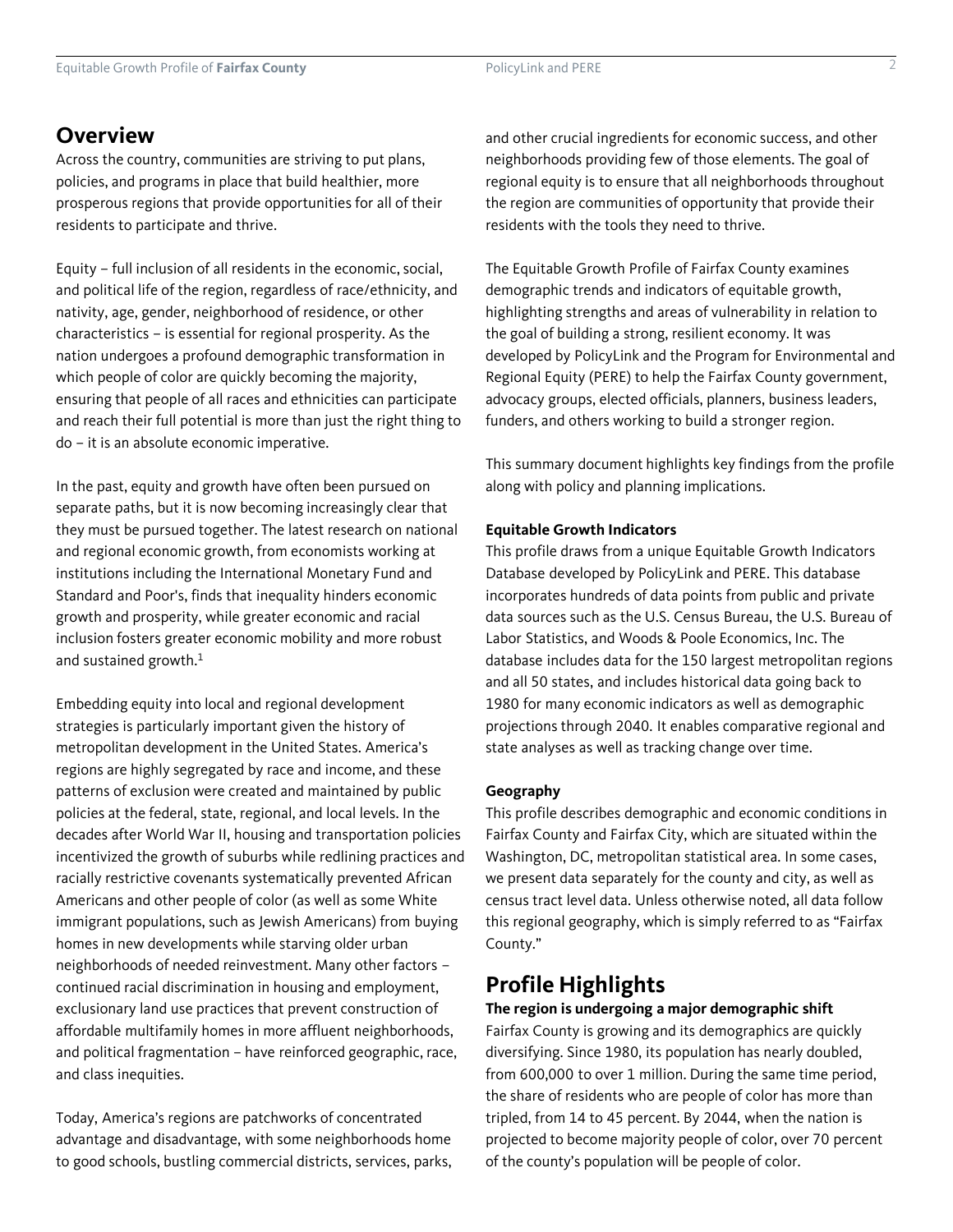## Overview

Across the country, communities are striving to put plans, policies, and programs in place that build healthier, more prosperous regions that provide opportunities for all of their residents to participate and thrive.

Equity – full inclusion of all residents in the economic, social, and political life of the region, regardless of race/ethnicity, and nativity, age, gender, neighborhood of residence, or other characteristics – is essential for regional prosperity. As the nation undergoes a profound demographic transformation in which people of color are quickly becoming the majority, ensuring that people of all races and ethnicities can participate and reach their full potential is more than just the right thing to do – it is an absolute economic imperative.

In the past, equity and growth have often been pursued on separate paths, but it is now becoming increasingly clear that they must be pursued together. The latest research on national and regional economic growth, from economists working at institutions including the International Monetary Fund and Standard and Poor's, finds that inequality hinders economic growth and prosperity, while greater economic and racial inclusion fosters greater economic mobility and more robust and sustained growth.[1]

Embedding equity into local and regional development strategies is particularly important given the history of metropolitan development in the United States. America's regions are highly segregated by race and income, and these patterns of exclusion were created and maintained by public policies at the federal, state, regional, and local levels. In the decades after World War II, housing and transportation policies incentivized the growth of suburbs while redlining practices and racially restrictive covenants systematically prevented African Americans and other people of color (as well as some White immigrant populations, such as Jewish Americans) from buying homes in new developments while starving older urban neighborhoods of needed reinvestment. Many other factors – continued racial discrimination in housing and employment, exclusionary land use practices that prevent construction of affordable multifamily homes in more affluent neighborhoods, and political fragmentation – have reinforced geographic, race, and class inequities.

Today, America's regions are patchworks of concentrated advantage and disadvantage, with some neighborhoods home to good schools, bustling commercial districts, services, parks, and other crucial ingredients for economic success, and other neighborhoods providing few of those elements. The goal of regional equity is to ensure that all neighborhoods throughout the region are communities of opportunity that provide their residents with the tools they need to thrive.

The Equitable Growth Profile of Fairfax County examines demographic trends and indicators of equitable growth, highlighting strengths and areas of vulnerability in relation to the goal of building a strong, resilient economy. It was developed by PolicyLink and the Program for Environmental and Regional Equity (PERE) to help the Fairfax County government, advocacy groups, elected officials, planners, business leaders, funders, and others working to build a stronger region.

This summary document highlights key findings from the profile along with policy and planning implications.

**Equitable Growth Indicators**

This profile draws from a unique Equitable Growth Indicators Database developed by PolicyLink and PERE. This database incorporates hundreds of data points from public and private data sources such as the U.S. Census Bureau, the U.S. Bureau of Labor Statistics, and Woods & Poole Economics, Inc. The database includes data for the 150 largest metropolitan regions and all 50 states, and includes historical data going back to 1980 for many economic indicators as well as demographic projections through 2040. It enables comparative regional and state analyses as well as tracking change over time.

**Geography**

This profile describes demographic and economic conditions in Fairfax County and Fairfax City, which are situated within the Washington, DC, metropolitan statistical area. In some cases, we present data separately for the county and city, as well as census tract level data. Unless otherwise noted, all data follow this regional geography, which is simply referred to as "Fairfax County."

## Profile Highlights

**The region is undergoing a major demographic shift**

Fairfax County is growing and its demographics are quickly diversifying. Since 1980, its population has nearly doubled, from 600,000 to over 1 million. During the same time period, the share of residents who are people of color has more than tripled, from 14 to 45 percent. By 2044, when the nation is projected to become majority people of color, over 70 percent of the county's population will be people of color.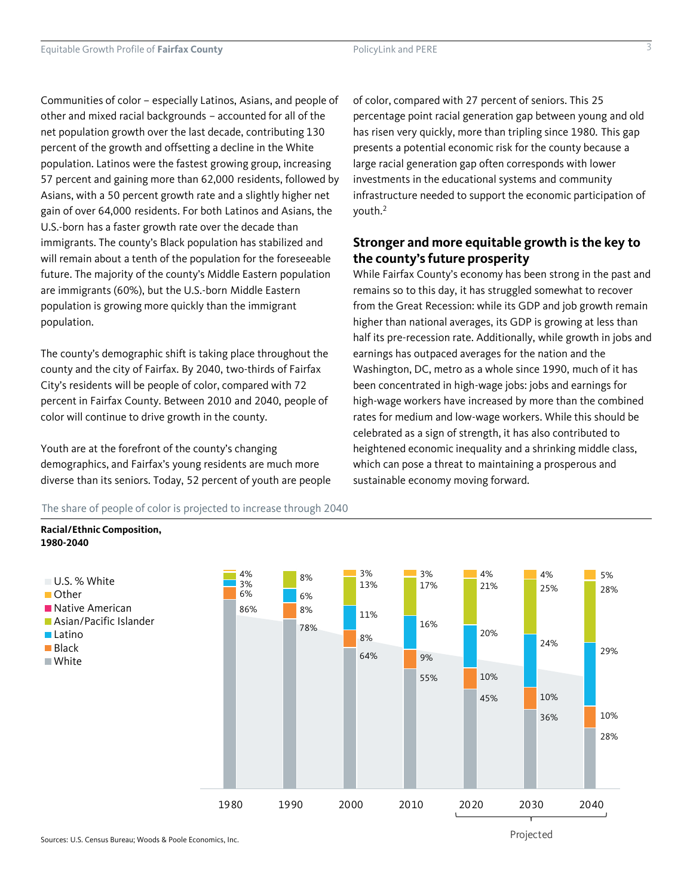Communities of color – especially Latinos, Asians, and people of other and mixed racial backgrounds – accounted for all of the net population growth over the last decade, contributing 130 percent of the growth and offsetting a decline in the White population. Latinos were the fastest growing group, increasing 57 percent and gaining more than 62,000 residents, followed by Asians, with a 50 percent growth rate and a slightly higher net gain of over 64,000 residents. For both Latinos and Asians, the U.S.-born has a faster growth rate over the decade than immigrants. The county's Black population has stabilized and will remain about a tenth of the population for the foreseeable future. The majority of the county's Middle Eastern population are immigrants (60%), but the U.S.-born Middle Eastern population is growing more quickly than the immigrant population.

The county's demographic shift is taking place throughout the county and the city of Fairfax. By 2040, two-thirds of Fairfax City's residents will be people of color, compared with 72 percent in Fairfax County. Between 2010 and 2040, people of color will continue to drive growth in the county.

Youth are at the forefront of the county's changing demographics, and Fairfax's young residents are much more diverse than its seniors. Today, 52 percent of youth are people of color, compared with 27 percent of seniors. This 25 percentage point racial generation gap between young and old has risen very quickly, more than tripling since 1980. This gap presents a potential economic risk for the county because a large racial generation gap often corresponds with lower investments in the educational systems and community infrastructure needed to support the economic participation of youth.[2]

## Stronger and more equitable growth is the key to the county's future prosperity

While Fairfax County's economy has been strong in the past and remains so to this day, it has struggled somewhat to recover from the Great Recession: while its GDP and job growth remain higher than national averages, its GDP is growing at less than half its pre-recession rate. Additionally, while growth in jobs and earnings has outpaced averages for the nation and the Washington, DC, metro as a whole since 1990, much of it has been concentrated in high-wage jobs: jobs and earnings for high-wage workers have increased by more than the combined rates for medium and low-wage workers. While this should be celebrated as a sign of strength, it has also contributed to heightened economic inequality and a shrinking middle class, which can pose a threat to maintaining a prosperous and sustainable economy moving forward.

The share of people of color is projected to increase through 2040

**Racial/Ethnic Composition, 1980-2040**

U.S. % White
Other
Native American
Asian/Pacific Islander
Latino
Black
White

1980: 4%, 3%, 6%, 86%
1990: 8%, 6%, 8%, 78%
2000: 3%, 13%, 11%, 8%, 64%
2010: 3%, 17%, 16%, 9%, 55%
2020: 4%, 21%, 20%, 10%, 45%
2030: 4%, 25%, 24%, 10%, 36%
2040: 5%, 28%, 29%, 10%, 28%

Projected

Sources: U.S. Census Bureau; Woods & Poole Economics, Inc.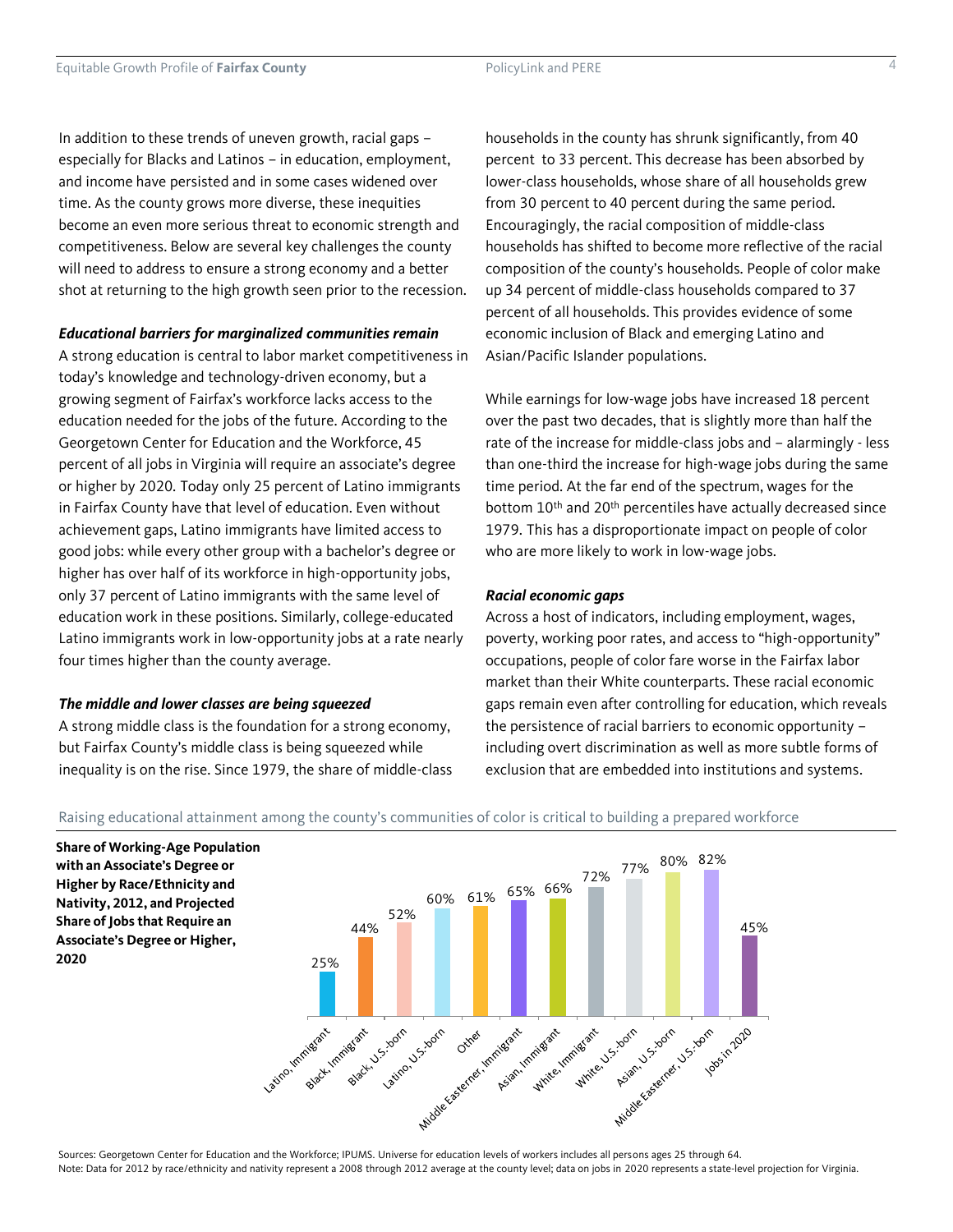In addition to these trends of uneven growth, racial gaps – especially for Blacks and Latinos – in education, employment, and income have persisted and in some cases widened over time. As the county grows more diverse, these inequities become an even more serious threat to economic strength and competitiveness. Below are several key challenges the county will need to address to ensure a strong economy and a better shot at returning to the high growth seen prior to the recession.

***Educational barriers for marginalized communities remain***

A strong education is central to labor market competitiveness in today's knowledge and technology-driven economy, but a growing segment of Fairfax's workforce lacks access to the education needed for the jobs of the future. According to the Georgetown Center for Education and the Workforce, 45 percent of all jobs in Virginia will require an associate's degree or higher by 2020. Today only 25 percent of Latino immigrants in Fairfax County have that level of education. Even without achievement gaps, Latino immigrants have limited access to good jobs: while every other group with a bachelor's degree or higher has over half of its workforce in high-opportunity jobs, only 37 percent of Latino immigrants with the same level of education work in these positions. Similarly, college-educated Latino immigrants work in low-opportunity jobs at a rate nearly four times higher than the county average.

***The middle and lower classes are being squeezed***

A strong middle class is the foundation for a strong economy, but Fairfax County's middle class is being squeezed while inequality is on the rise. Since 1979, the share of middle-class households in the county has shrunk significantly, from 40 percent to 33 percent. This decrease has been absorbed by lower-class households, whose share of all households grew from 30 percent to 40 percent during the same period. Encouragingly, the racial composition of middle-class households has shifted to become more reflective of the racial composition of the county's households. People of color make up 34 percent of middle-class households compared to 37 percent of all households. This provides evidence of some economic inclusion of Black and emerging Latino and Asian/Pacific Islander populations.

While earnings for low-wage jobs have increased 18 percent over the past two decades, that is slightly more than half the rate of the increase for middle-class jobs and – alarmingly - less than one-third the increase for high-wage jobs during the same time period. At the far end of the spectrum, wages for the bottom 10th and 20th percentiles have actually decreased since 1979. This has a disproportionate impact on people of color who are more likely to work in low-wage jobs.

***Racial economic gaps***

Across a host of indicators, including employment, wages, poverty, working poor rates, and access to "high-opportunity" occupations, people of color fare worse in the Fairfax labor market than their White counterparts. These racial economic gaps remain even after controlling for education, which reveals the persistence of racial barriers to economic opportunity – including overt discrimination as well as more subtle forms of exclusion that are embedded into institutions and systems.

Raising educational attainment among the county's communities of color is critical to building a prepared workforce

**Share of Working-Age Population with an Associate's Degree or Higher by Race/Ethnicity and Nativity, 2012, and Projected Share of Jobs that Require an Associate's Degree or Higher, 2020**

25% Latino, Immigrant
44% Black, Immigrant
52% Black, U.S.-born
60% Latino, U.S.-born
61% Other
65% Middle Easterner, Immigrant
66% Asian, Immigrant
72% White, Immigrant
77% White, U.S.-born
80% Asian, U.S.-born
82% Middle Easterner, U.S.-born
45% Jobs in 2020

Sources: Georgetown Center for Education and the Workforce; IPUMS. Universe for education levels of workers includes all persons ages 25 through 64.
Note: Data for 2012 by race/ethnicity and nativity represent a 2008 through 2012 average at the county level; data on jobs in 2020 represents a state-level projection for Virginia.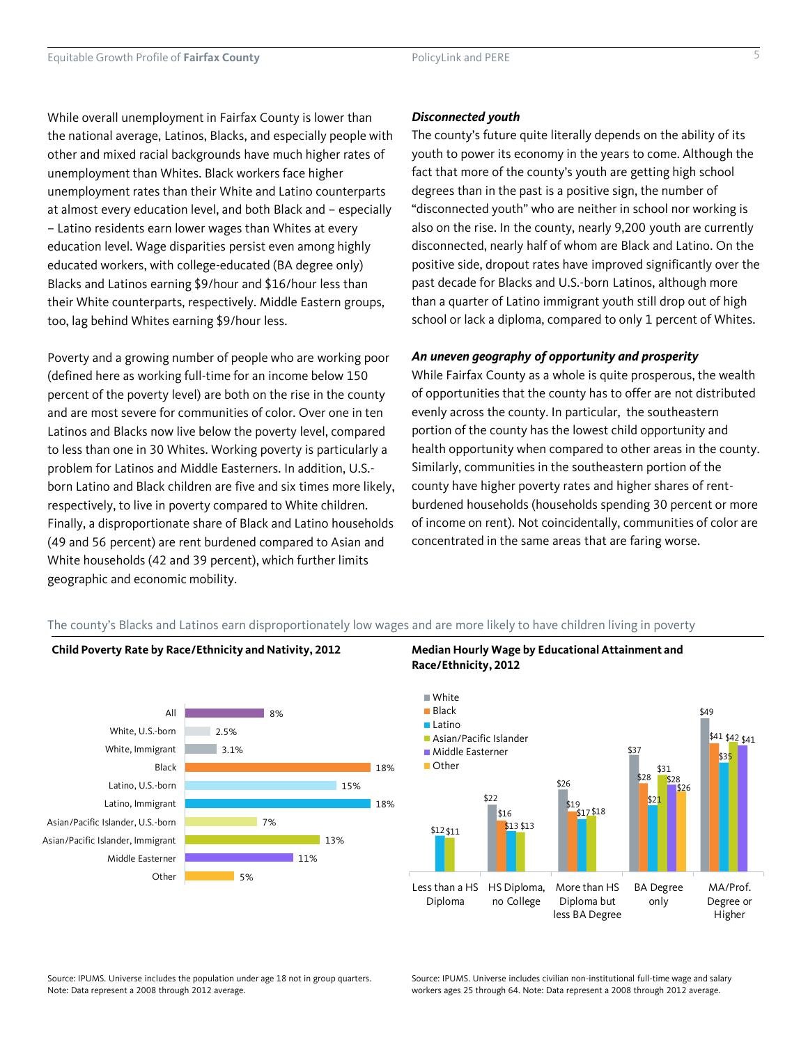While overall unemployment in Fairfax County is lower than the national average, Latinos, Blacks, and especially people with other and mixed racial backgrounds have much higher rates of unemployment than Whites. Black workers face higher unemployment rates than their White and Latino counterparts at almost every education level, and both Black and – especially – Latino residents earn lower wages than Whites at every education level. Wage disparities persist even among highly educated workers, with college-educated (BA degree only) Blacks and Latinos earning $9/hour and $16/hour less than their White counterparts, respectively. Middle Eastern groups, too, lag behind Whites earning $9/hour less.

Poverty and a growing number of people who are working poor (defined here as working full-time for an income below 150 percent of the poverty level) are both on the rise in the county and are most severe for communities of color. Over one in ten Latinos and Blacks now live below the poverty level, compared to less than one in 30 Whites. Working poverty is particularly a problem for Latinos and Middle Easterners. In addition, U.S.-born Latino and Black children are five and six times more likely, respectively, to live in poverty compared to White children. Finally, a disproportionate share of Black and Latino households (49 and 56 percent) are rent burdened compared to Asian and White households (42 and 39 percent), which further limits geographic and economic mobility.

### *Disconnected youth*

The county's future quite literally depends on the ability of its youth to power its economy in the years to come. Although the fact that more of the county's youth are getting high school degrees than in the past is a positive sign, the number of "disconnected youth" who are neither in school nor working is also on the rise. In the county, nearly 9,200 youth are currently disconnected, nearly half of whom are Black and Latino. On the positive side, dropout rates have improved significantly over the past decade for Blacks and U.S.-born Latinos, although more than a quarter of Latino immigrant youth still drop out of high school or lack a diploma, compared to only 1 percent of Whites.

### *An uneven geography of opportunity and prosperity*

While Fairfax County as a whole is quite prosperous, the wealth of opportunities that the county has to offer are not distributed evenly across the county. In particular, the southeastern portion of the county has the lowest child opportunity and health opportunity when compared to other areas in the county. Similarly, communities in the southeastern portion of the county have higher poverty rates and higher shares of rent-burdened households (households spending 30 percent or more of income on rent). Not coincidentally, communities of color are concentrated in the same areas that are faring worse.

The county's Blacks and Latinos earn disproportionately low wages and are more likely to have children living in poverty

**Child Poverty Rate by Race/Ethnicity and Nativity, 2012**

All 8%
White, U.S.-born 2.5%
White, Immigrant 3.1%
Black 18%
Latino, U.S.-born 15%
Latino, Immigrant 18%
Asian/Pacific Islander, U.S.-born 7%
Asian/Pacific Islander, Immigrant 13%
Middle Easterner 11%
Other 5%

Source: IPUMS. Universe includes the population under age 18 not in group quarters. Note: Data represent a 2008 through 2012 average.

**Median Hourly Wage by Educational Attainment and Race/Ethnicity, 2012**

White
Black
Latino
Asian/Pacific Islander
Middle Easterner
Other

Less than a HS Diploma: $12 $11
HS Diploma, no College: $22 $16 $13 $13
More than HS Diploma but less BA Degree: $26 $19 $17 $18
BA Degree only: $37 $28 $21 $31 $28 $26
MA/Prof. Degree or Higher: $49 $41 $35 $42 $41

Source: IPUMS. Universe includes civilian non-institutional full-time wage and salary workers ages 25 through 64. Note: Data represent a 2008 through 2012 average.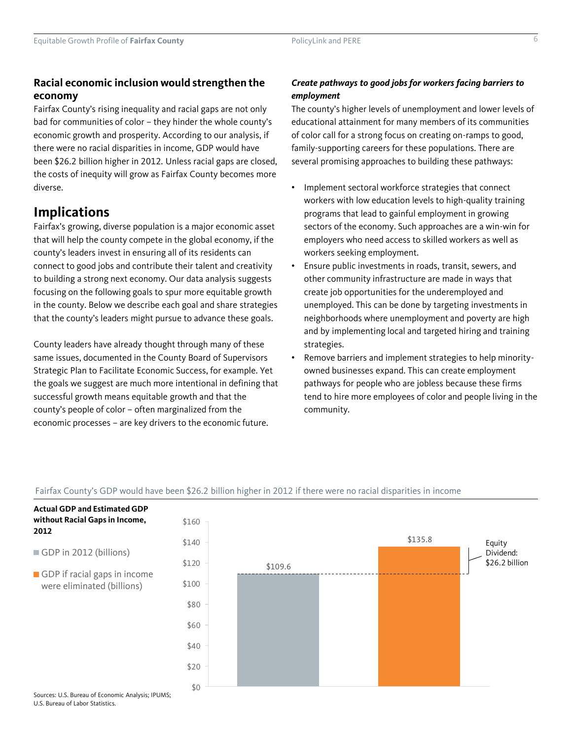### Racial economic inclusion would strengthen the economy

Fairfax County's rising inequality and racial gaps are not only bad for communities of color – they hinder the whole county's economic growth and prosperity. According to our analysis, if there were no racial disparities in income, GDP would have been $26.2 billion higher in 2012. Unless racial gaps are closed, the costs of inequity will grow as Fairfax County becomes more diverse.

## Implications

Fairfax's growing, diverse population is a major economic asset that will help the county compete in the global economy, if the county's leaders invest in ensuring all of its residents can connect to good jobs and contribute their talent and creativity to building a strong next economy. Our data analysis suggests focusing on the following goals to spur more equitable growth in the county. Below we describe each goal and share strategies that the county's leaders might pursue to advance these goals.

County leaders have already thought through many of these same issues, documented in the County Board of Supervisors Strategic Plan to Facilitate Economic Success, for example. Yet the goals we suggest are much more intentional in defining that successful growth means equitable growth and that the county's people of color – often marginalized from the economic processes – are key drivers to the economic future.

### *Create pathways to good jobs for workers facing barriers to employment*

The county's higher levels of unemployment and lower levels of educational attainment for many members of its communities of color call for a strong focus on creating on-ramps to good, family-supporting careers for these populations. There are several promising approaches to building these pathways:

- Implement sectoral workforce strategies that connect workers with low education levels to high-quality training programs that lead to gainful employment in growing sectors of the economy. Such approaches are a win-win for employers who need access to skilled workers as well as workers seeking employment.
- Ensure public investments in roads, transit, sewers, and other community infrastructure are made in ways that create job opportunities for the underemployed and unemployed. This can be done by targeting investments in neighborhoods where unemployment and poverty are high and by implementing local and targeted hiring and training strategies.
- Remove barriers and implement strategies to help minority-owned businesses expand. This can create employment pathways for people who are jobless because these firms tend to hire more employees of color and people living in the community.

Fairfax County's GDP would have been $26.2 billion higher in 2012 if there were no racial disparities in income

**Actual GDP and Estimated GDP without Racial Gaps in Income, 2012**

GDP in 2012 (billions)

GDP if racial gaps in income were eliminated (billions)

$160
$140
$120
$100
$80
$60
$40
$20
$0

$109.6

$135.8

Equity Dividend: $26.2 billion

Sources: U.S. Bureau of Economic Analysis; IPUMS; U.S. Bureau of Labor Statistics.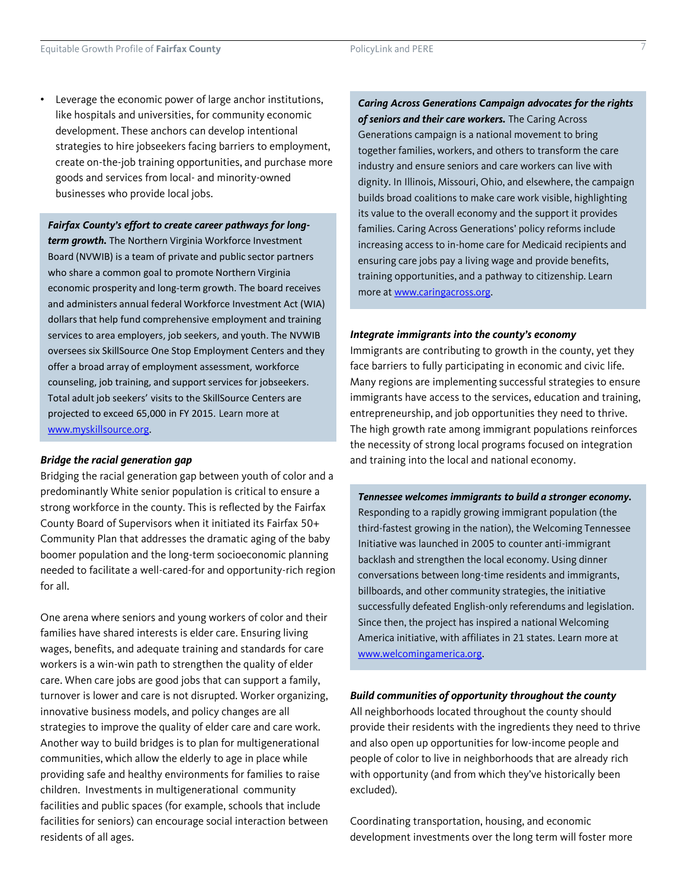- Leverage the economic power of large anchor institutions, like hospitals and universities, for community economic development. These anchors can develop intentional strategies to hire jobseekers facing barriers to employment, create on-the-job training opportunities, and purchase more goods and services from local- and minority-owned businesses who provide local jobs.

***Fairfax County's effort to create career pathways for long-term growth.*** The Northern Virginia Workforce Investment Board (NVWIB) is a team of private and public sector partners who share a common goal to promote Northern Virginia economic prosperity and long-term growth. The board receives and administers annual federal Workforce Investment Act (WIA) dollars that help fund comprehensive employment and training services to area employers, job seekers, and youth. The NVWIB oversees six SkillSource One Stop Employment Centers and they offer a broad array of employment assessment, workforce counseling, job training, and support services for jobseekers. Total adult job seekers' visits to the SkillSource Centers are projected to exceed 65,000 in FY 2015. Learn more at www.myskillsource.org.

### *Bridge the racial generation gap*

Bridging the racial generation gap between youth of color and a predominantly White senior population is critical to ensure a strong workforce in the county. This is reflected by the Fairfax County Board of Supervisors when it initiated its Fairfax 50+ Community Plan that addresses the dramatic aging of the baby boomer population and the long-term socioeconomic planning needed to facilitate a well-cared-for and opportunity-rich region for all.

One arena where seniors and young workers of color and their families have shared interests is elder care. Ensuring living wages, benefits, and adequate training and standards for care workers is a win-win path to strengthen the quality of elder care. When care jobs are good jobs that can support a family, turnover is lower and care is not disrupted. Worker organizing, innovative business models, and policy changes are all strategies to improve the quality of elder care and care work. Another way to build bridges is to plan for multigenerational communities, which allow the elderly to age in place while providing safe and healthy environments for families to raise children. Investments in multigenerational community facilities and public spaces (for example, schools that include facilities for seniors) can encourage social interaction between residents of all ages.

***Caring Across Generations Campaign advocates for the rights of seniors and their care workers.*** The Caring Across Generations campaign is a national movement to bring together families, workers, and others to transform the care industry and ensure seniors and care workers can live with dignity. In Illinois, Missouri, Ohio, and elsewhere, the campaign builds broad coalitions to make care work visible, highlighting its value to the overall economy and the support it provides families. Caring Across Generations' policy reforms include increasing access to in-home care for Medicaid recipients and ensuring care jobs pay a living wage and provide benefits, training opportunities, and a pathway to citizenship. Learn more at www.caringacross.org.

### *Integrate immigrants into the county's economy*

Immigrants are contributing to growth in the county, yet they face barriers to fully participating in economic and civic life. Many regions are implementing successful strategies to ensure immigrants have access to the services, education and training, entrepreneurship, and job opportunities they need to thrive. The high growth rate among immigrant populations reinforces the necessity of strong local programs focused on integration and training into the local and national economy.

***Tennessee welcomes immigrants to build a stronger economy.*** Responding to a rapidly growing immigrant population (the third-fastest growing in the nation), the Welcoming Tennessee Initiative was launched in 2005 to counter anti-immigrant backlash and strengthen the local economy. Using dinner conversations between long-time residents and immigrants, billboards, and other community strategies, the initiative successfully defeated English-only referendums and legislation. Since then, the project has inspired a national Welcoming America initiative, with affiliates in 21 states. Learn more at www.welcomingamerica.org.

### *Build communities of opportunity throughout the county*

All neighborhoods located throughout the county should provide their residents with the ingredients they need to thrive and also open up opportunities for low-income people and people of color to live in neighborhoods that are already rich with opportunity (and from which they've historically been excluded).

Coordinating transportation, housing, and economic development investments over the long term will foster more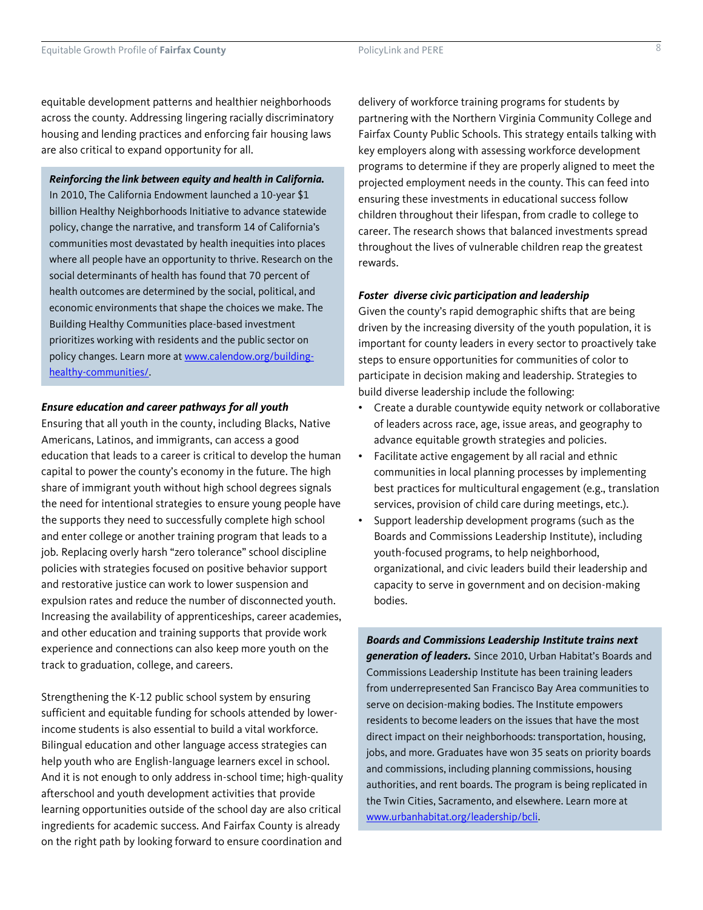equitable development patterns and healthier neighborhoods across the county. Addressing lingering racially discriminatory housing and lending practices and enforcing fair housing laws are also critical to expand opportunity for all.

> ***Reinforcing the link between equity and health in California.*** In 2010, The California Endowment launched a 10-year $1 billion Healthy Neighborhoods Initiative to advance statewide policy, change the narrative, and transform 14 of California's communities most devastated by health inequities into places where all people have an opportunity to thrive. Research on the social determinants of health has found that 70 percent of health outcomes are determined by the social, political, and economic environments that shape the choices we make. The Building Healthy Communities place-based investment prioritizes working with residents and the public sector on policy changes. Learn more at [www.calendow.org/building-healthy-communities/](www.calendow.org/building-healthy-communities/).

### *Ensure education and career pathways for all youth*

Ensuring that all youth in the county, including Blacks, Native Americans, Latinos, and immigrants, can access a good education that leads to a career is critical to develop the human capital to power the county's economy in the future. The high share of immigrant youth without high school degrees signals the need for intentional strategies to ensure young people have the supports they need to successfully complete high school and enter college or another training program that leads to a job. Replacing overly harsh "zero tolerance" school discipline policies with strategies focused on positive behavior support and restorative justice can work to lower suspension and expulsion rates and reduce the number of disconnected youth. Increasing the availability of apprenticeships, career academies, and other education and training supports that provide work experience and connections can also keep more youth on the track to graduation, college, and careers.

Strengthening the K-12 public school system by ensuring sufficient and equitable funding for schools attended by lower-income students is also essential to build a vital workforce. Bilingual education and other language access strategies can help youth who are English-language learners excel in school. And it is not enough to only address in-school time; high-quality afterschool and youth development activities that provide learning opportunities outside of the school day are also critical ingredients for academic success. And Fairfax County is already on the right path by looking forward to ensure coordination and delivery of workforce training programs for students by partnering with the Northern Virginia Community College and Fairfax County Public Schools. This strategy entails talking with key employers along with assessing workforce development programs to determine if they are properly aligned to meet the projected employment needs in the county. This can feed into ensuring these investments in educational success follow children throughout their lifespan, from cradle to college to career. The research shows that balanced investments spread throughout the lives of vulnerable children reap the greatest rewards.

### *Foster diverse civic participation and leadership*

Given the county's rapid demographic shifts that are being driven by the increasing diversity of the youth population, it is important for county leaders in every sector to proactively take steps to ensure opportunities for communities of color to participate in decision making and leadership. Strategies to build diverse leadership include the following:

- Create a durable countywide equity network or collaborative of leaders across race, age, issue areas, and geography to advance equitable growth strategies and policies.
- Facilitate active engagement by all racial and ethnic communities in local planning processes by implementing best practices for multicultural engagement (e.g., translation services, provision of child care during meetings, etc.).
- Support leadership development programs (such as the Boards and Commissions Leadership Institute), including youth-focused programs, to help neighborhood, organizational, and civic leaders build their leadership and capacity to serve in government and on decision-making bodies.

> ***Boards and Commissions Leadership Institute trains next generation of leaders.*** Since 2010, Urban Habitat's Boards and Commissions Leadership Institute has been training leaders from underrepresented San Francisco Bay Area communities to serve on decision-making bodies. The Institute empowers residents to become leaders on the issues that have the most direct impact on their neighborhoods: transportation, housing, jobs, and more. Graduates have won 35 seats on priority boards and commissions, including planning commissions, housing authorities, and rent boards. The program is being replicated in the Twin Cities, Sacramento, and elsewhere. Learn more at [www.urbanhabitat.org/leadership/bcli](www.urbanhabitat.org/leadership/bcli).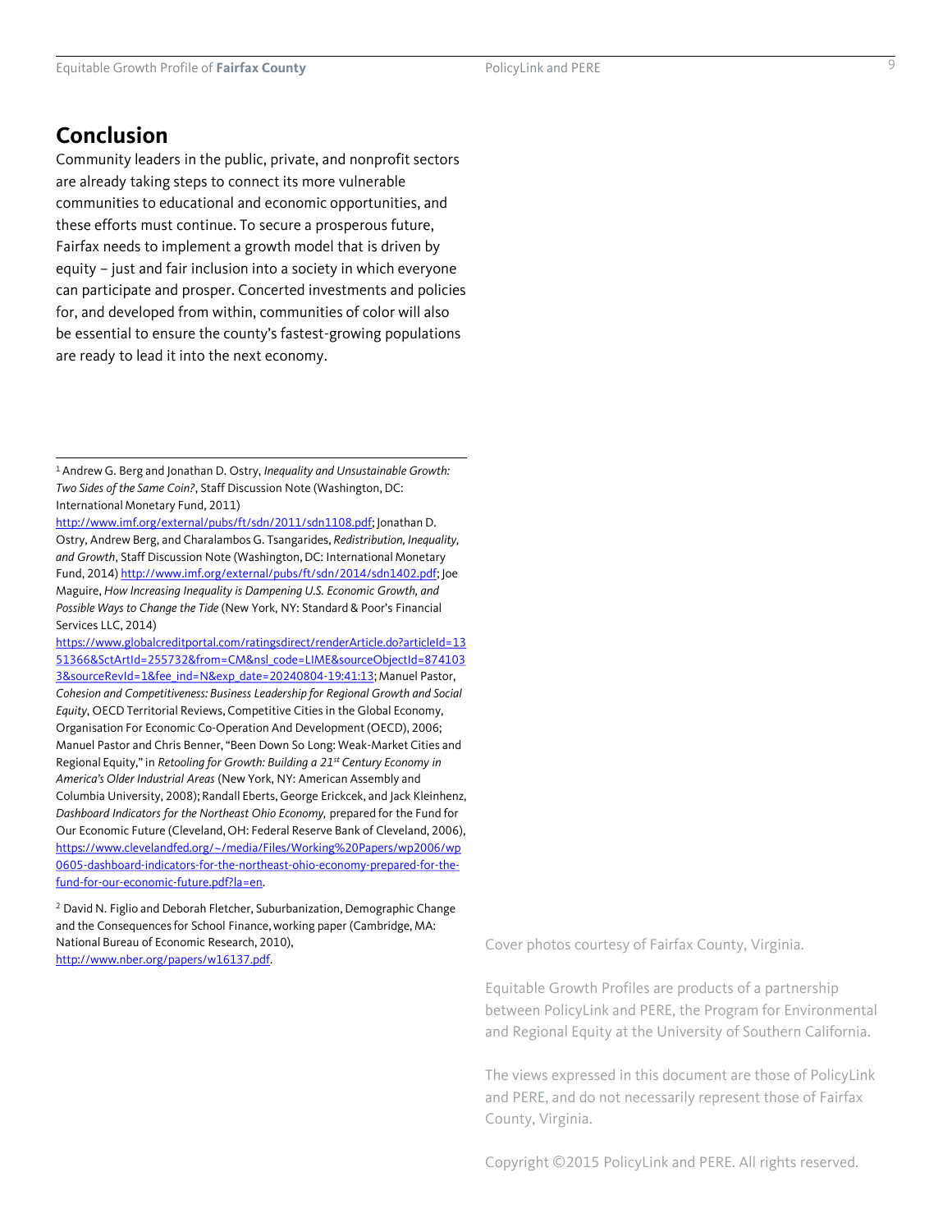## Conclusion

Community leaders in the public, private, and nonprofit sectors are already taking steps to connect its more vulnerable communities to educational and economic opportunities, and these efforts must continue. To secure a prosperous future, Fairfax needs to implement a growth model that is driven by equity – just and fair inclusion into a society in which everyone can participate and prosper. Concerted investments and policies for, and developed from within, communities of color will also be essential to ensure the county's fastest-growing populations are ready to lead it into the next economy.

---

[1] Andrew G. Berg and Jonathan D. Ostry, *Inequality and Unsustainable Growth: Two Sides of the Same Coin?*, Staff Discussion Note (Washington, DC: International Monetary Fund, 2011) http://www.imf.org/external/pubs/ft/sdn/2011/sdn1108.pdf; Jonathan D. Ostry, Andrew Berg, and Charalambos G. Tsangarides, *Redistribution, Inequality, and Growth*, Staff Discussion Note (Washington, DC: International Monetary Fund, 2014) http://www.imf.org/external/pubs/ft/sdn/2014/sdn1402.pdf; Joe Maguire, *How Increasing Inequality is Dampening U.S. Economic Growth, and Possible Ways to Change the Tide* (New York, NY: Standard & Poor's Financial Services LLC, 2014) https://www.globalcreditportal.com/ratingsdirect/renderArticle.do?articleId=1351366&SctArtId=255732&from=CM&nsl_code=LIME&sourceObjectId=8741033&sourceRevId=1&fee_ind=N&exp_date=20240804-19:41:13; Manuel Pastor, *Cohesion and Competitiveness: Business Leadership for Regional Growth and Social Equity*, OECD Territorial Reviews, Competitive Cities in the Global Economy, Organisation For Economic Co-Operation And Development (OECD), 2006; Manuel Pastor and Chris Benner, "Been Down So Long: Weak-Market Cities and Regional Equity," in *Retooling for Growth: Building a 21st Century Economy in America's Older Industrial Areas* (New York, NY: American Assembly and Columbia University, 2008); Randall Eberts, George Erickcek, and Jack Kleinhenz, *Dashboard Indicators for the Northeast Ohio Economy,* prepared for the Fund for Our Economic Future (Cleveland, OH: Federal Reserve Bank of Cleveland, 2006), https://www.clevelandfed.org/~/media/Files/Working%20Papers/wp2006/wp0605-dashboard-indicators-for-the-northeast-ohio-economy-prepared-for-the-fund-for-our-economic-future.pdf?la=en.

[2] David N. Figlio and Deborah Fletcher, Suburbanization, Demographic Change and the Consequences for School Finance, working paper (Cambridge, MA: National Bureau of Economic Research, 2010), http://www.nber.org/papers/w16137.pdf.

Cover photos courtesy of Fairfax County, Virginia.

Equitable Growth Profiles are products of a partnership between PolicyLink and PERE, the Program for Environmental and Regional Equity at the University of Southern California.

The views expressed in this document are those of PolicyLink and PERE, and do not necessarily represent those of Fairfax County, Virginia.

Copyright ©2015 PolicyLink and PERE. All rights reserved.